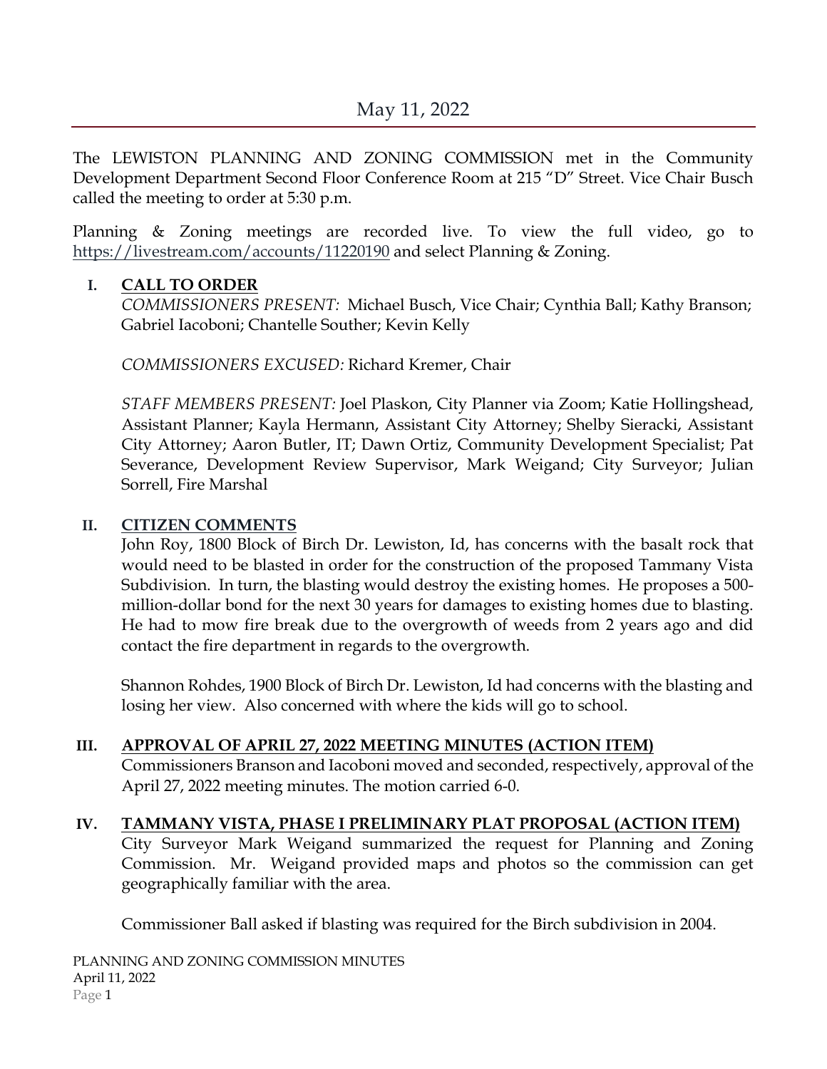# May 11, 2022

The LEWISTON PLANNING AND ZONING COMMISSION met in the Community Development Department Second Floor Conference Room at 215 "D" Street. Vice Chair Busch called the meeting to order at 5:30 p.m.

Planning & Zoning meetings are recorded live. To view the full video, go to https://livestream.com/accounts/11220190 and select Planning & Zoning.

## I. CALL TO ORDER

*COMMISSIONERS PRESENT:* Michael Busch, Vice Chair; Cynthia Ball; Kathy Branson; Gabriel Iacoboni; Chantelle Souther; Kevin Kelly

*COMMISSIONERS EXCUSED:* Richard Kremer, Chair

*STAFF MEMBERS PRESENT:* Joel Plaskon, City Planner via Zoom; Katie Hollingshead, Assistant Planner; Kayla Hermann, Assistant City Attorney; Shelby Sieracki, Assistant City Attorney; Aaron Butler, IT; Dawn Ortiz, Community Development Specialist; Pat Severance, Development Review Supervisor, Mark Weigand; City Surveyor; Julian Sorrell, Fire Marshal

## II. CITIZEN COMMENTS

John Roy, 1800 Block of Birch Dr. Lewiston, Id, has concerns with the basalt rock that would need to be blasted in order for the construction of the proposed Tammany Vista Subdivision. In turn, the blasting would destroy the existing homes. He proposes a 500-million-dollar bond for the next 30 years for damages to existing homes due to blasting. He had to mow fire break due to the overgrowth of weeds from 2 years ago and did contact the fire department in regards to the overgrowth.

Shannon Rohdes, 1900 Block of Birch Dr. Lewiston, Id had concerns with the blasting and losing her view. Also concerned with where the kids will go to school.

## III. APPROVAL OF APRIL 27, 2022 MEETING MINUTES (ACTION ITEM)

Commissioners Branson and Iacoboni moved and seconded, respectively, approval of the April 27, 2022 meeting minutes. The motion carried 6-0.

## IV. TAMMANY VISTA, PHASE I PRELIMINARY PLAT PROPOSAL (ACTION ITEM)

City Surveyor Mark Weigand summarized the request for Planning and Zoning Commission. Mr. Weigand provided maps and photos so the commission can get geographically familiar with the area.

Commissioner Ball asked if blasting was required for the Birch subdivision in 2004.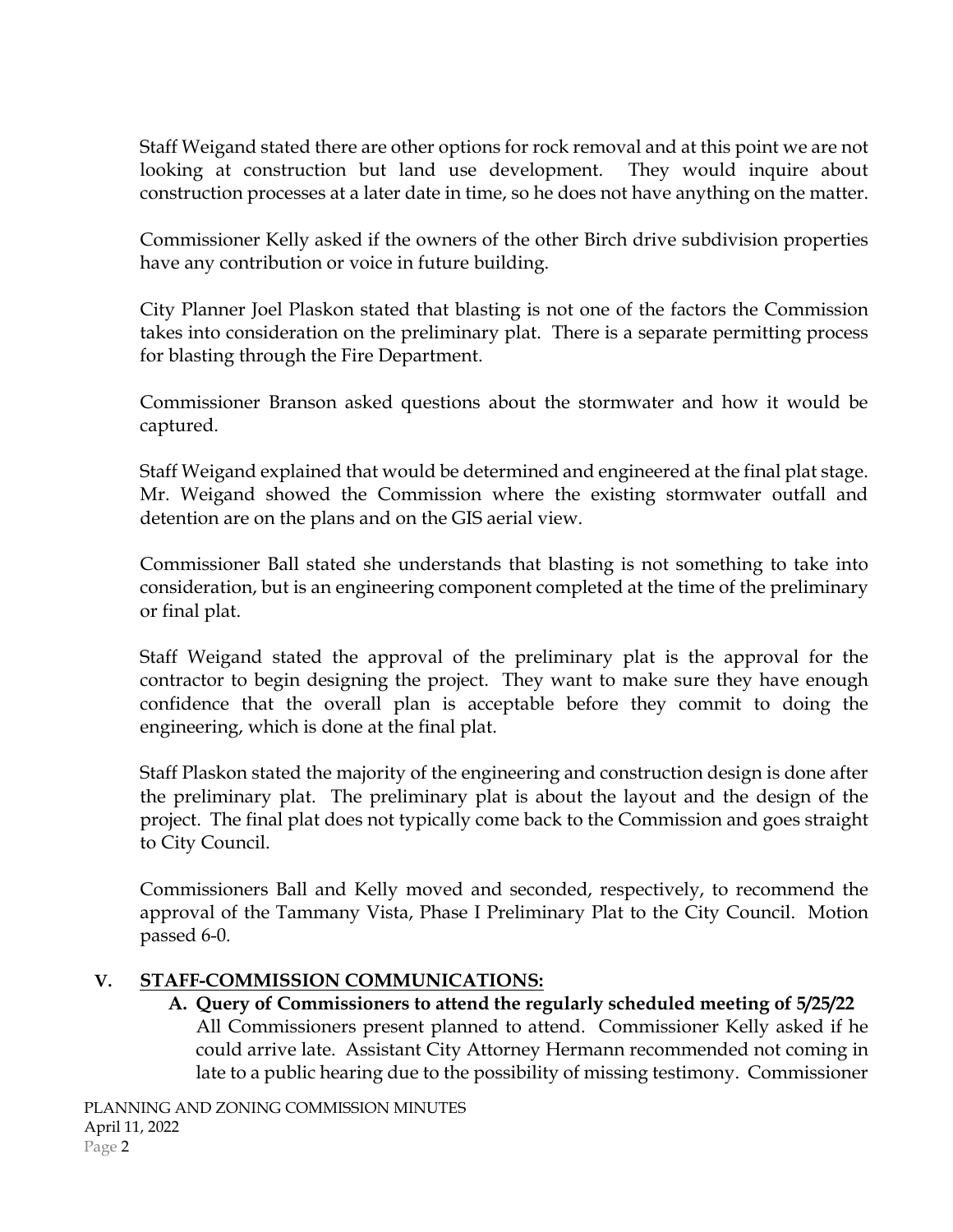Staff Weigand stated there are other options for rock removal and at this point we are not looking at construction but land use development. They would inquire about construction processes at a later date in time, so he does not have anything on the matter.

Commissioner Kelly asked if the owners of the other Birch drive subdivision properties have any contribution or voice in future building.

City Planner Joel Plaskon stated that blasting is not one of the factors the Commission takes into consideration on the preliminary plat. There is a separate permitting process for blasting through the Fire Department.

Commissioner Branson asked questions about the stormwater and how it would be captured.

Staff Weigand explained that would be determined and engineered at the final plat stage. Mr. Weigand showed the Commission where the existing stormwater outfall and detention are on the plans and on the GIS aerial view.

Commissioner Ball stated she understands that blasting is not something to take into consideration, but is an engineering component completed at the time of the preliminary or final plat.

Staff Weigand stated the approval of the preliminary plat is the approval for the contractor to begin designing the project. They want to make sure they have enough confidence that the overall plan is acceptable before they commit to doing the engineering, which is done at the final plat.

Staff Plaskon stated the majority of the engineering and construction design is done after the preliminary plat. The preliminary plat is about the layout and the design of the project. The final plat does not typically come back to the Commission and goes straight to City Council.

Commissioners Ball and Kelly moved and seconded, respectively, to recommend the approval of the Tammany Vista, Phase I Preliminary Plat to the City Council. Motion passed 6-0.

## V. STAFF-COMMISSION COMMUNICATIONS:

**A. Query of Commissioners to attend the regularly scheduled meeting of 5/25/22**

All Commissioners present planned to attend. Commissioner Kelly asked if he could arrive late. Assistant City Attorney Hermann recommended not coming in late to a public hearing due to the possibility of missing testimony. Commissioner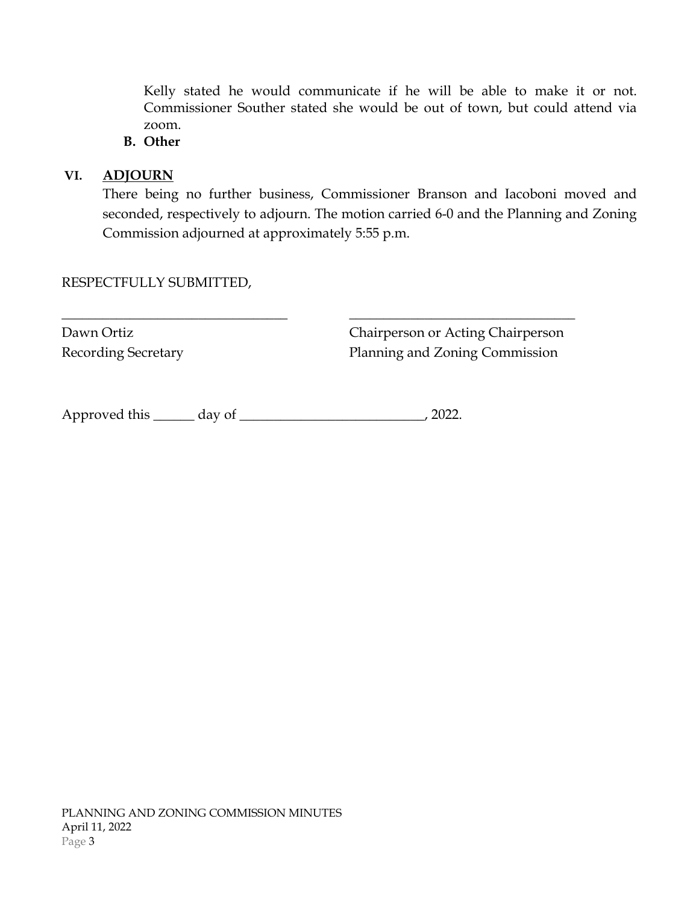Kelly stated he would communicate if he will be able to make it or not. Commissioner Souther stated she would be out of town, but could attend via zoom.

**B. Other**

## VI. ADJOURN

There being no further business, Commissioner Branson and Iacoboni moved and seconded, respectively to adjourn. The motion carried 6-0 and the Planning and Zoning Commission adjourned at approximately 5:55 p.m.

RESPECTFULLY SUBMITTED,

| | |
|---|---|
| ______________________________ | ______________________________ |
| Dawn Ortiz | Chairperson or Acting Chairperson |
| Recording Secretary | Planning and Zoning Commission |

Approved this ______ day of __________________________, 2022.